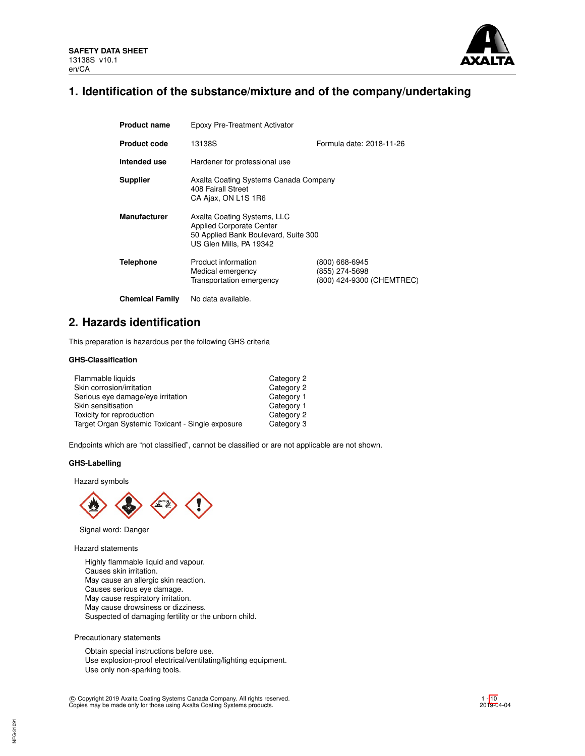SAFETY DATA SHEET
13138S v10.1
en/CA

# 1. Identification of the substance/mixture and of the company/undertaking

| | | |
|---|---|---|
| **Product name** | Epoxy Pre-Treatment Activator | |
| **Product code** | 13138S | Formula date: 2018-11-26 |
| **Intended use** | Hardener for professional use | |
| **Supplier** | Axalta Coating Systems Canada Company<br>408 Fairall Street<br>CA Ajax, ON L1S 1R6 | |
| **Manufacturer** | Axalta Coating Systems, LLC<br>Applied Corporate Center<br>50 Applied Bank Boulevard, Suite 300<br>US Glen Mills, PA 19342 | |
| **Telephone** | Product information<br>Medical emergency<br>Transportation emergency | (800) 668-6945<br>(855) 274-5698<br>(800) 424-9300 (CHEMTREC) |
| **Chemical Family** | No data available. | |

# 2. Hazards identification

This preparation is hazardous per the following GHS criteria

### GHS-Classification

| | |
|---|---|
| Flammable liquids | Category 2 |
| Skin corrosion/irritation | Category 2 |
| Serious eye damage/eye irritation | Category 1 |
| Skin sensitisation | Category 1 |
| Toxicity for reproduction | Category 2 |
| Target Organ Systemic Toxicant - Single exposure | Category 3 |

Endpoints which are "not classified", cannot be classified or are not applicable are not shown.

### GHS-Labelling

Hazard symbols

Signal word: Danger

Hazard statements

Highly flammable liquid and vapour.
Causes skin irritation.
May cause an allergic skin reaction.
Causes serious eye damage.
May cause respiratory irritation.
May cause drowsiness or dizziness.
Suspected of damaging fertility or the unborn child.

Precautionary statements

Obtain special instructions before use.
Use explosion-proof electrical/ventilating/lighting equipment.
Use only non-sparking tools.

© Copyright 2019 Axalta Coating Systems Canada Company. All rights reserved.
Copies may be made only for those using Axalta Coating Systems products.

2019-04-04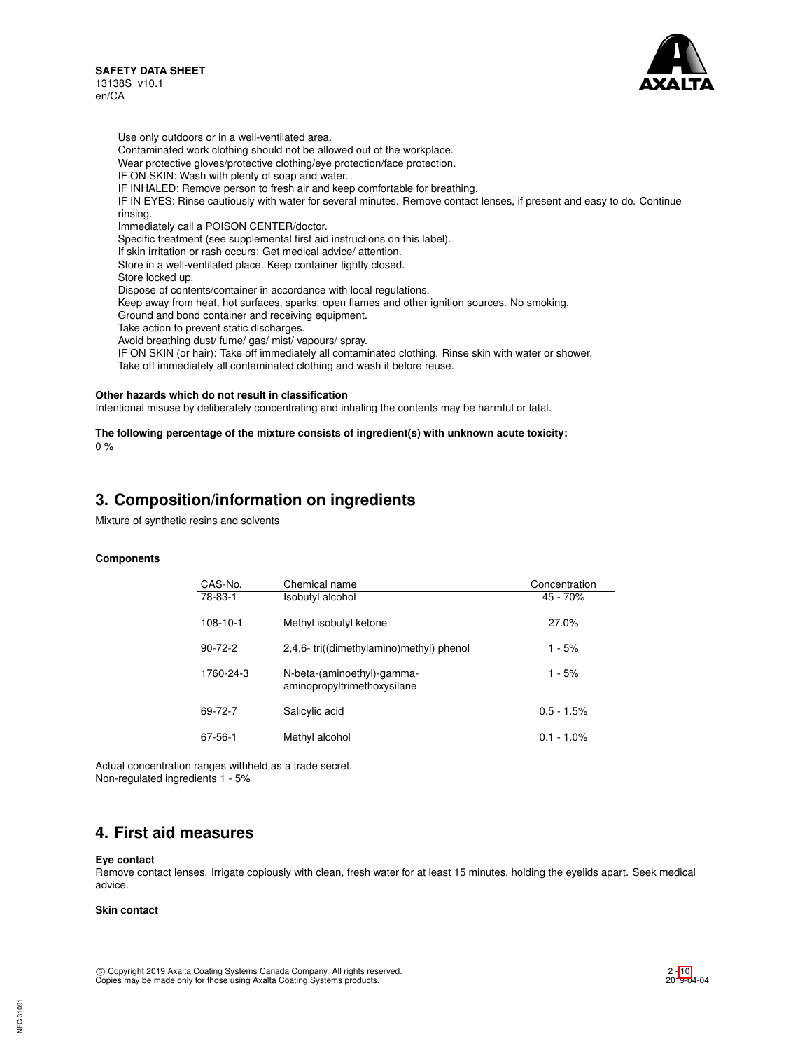Use only outdoors or in a well-ventilated area.
Contaminated work clothing should not be allowed out of the workplace.
Wear protective gloves/protective clothing/eye protection/face protection.
IF ON SKIN: Wash with plenty of soap and water.
IF INHALED: Remove person to fresh air and keep comfortable for breathing.
IF IN EYES: Rinse cautiously with water for several minutes. Remove contact lenses, if present and easy to do. Continue rinsing.
Immediately call a POISON CENTER/doctor.
Specific treatment (see supplemental first aid instructions on this label).
If skin irritation or rash occurs: Get medical advice/ attention.
Store in a well-ventilated place. Keep container tightly closed.
Store locked up.
Dispose of contents/container in accordance with local regulations.
Keep away from heat, hot surfaces, sparks, open flames and other ignition sources. No smoking.
Ground and bond container and receiving equipment.
Take action to prevent static discharges.
Avoid breathing dust/ fume/ gas/ mist/ vapours/ spray.
IF ON SKIN (or hair): Take off immediately all contaminated clothing. Rinse skin with water or shower.
Take off immediately all contaminated clothing and wash it before reuse.

**Other hazards which do not result in classification**
Intentional misuse by deliberately concentrating and inhaling the contents may be harmful or fatal.

**The following percentage of the mixture consists of ingredient(s) with unknown acute toxicity:**
0 %

## 3. Composition/information on ingredients

Mixture of synthetic resins and solvents

**Components**

| CAS-No. | Chemical name | Concentration |
|---|---|---|
| 78-83-1 | Isobutyl alcohol | 45 - 70% |
| 108-10-1 | Methyl isobutyl ketone | 27.0% |
| 90-72-2 | 2,4,6- tri((dimethylamino)methyl) phenol | 1 - 5% |
| 1760-24-3 | N-beta-(aminoethyl)-gamma-aminopropyltrimethoxysilane | 1 - 5% |
| 69-72-7 | Salicylic acid | 0.5 - 1.5% |
| 67-56-1 | Methyl alcohol | 0.1 - 1.0% |

Actual concentration ranges withheld as a trade secret.
Non-regulated ingredients 1 - 5%

## 4. First aid measures

**Eye contact**
Remove contact lenses. Irrigate copiously with clean, fresh water for at least 15 minutes, holding the eyelids apart. Seek medical advice.

**Skin contact**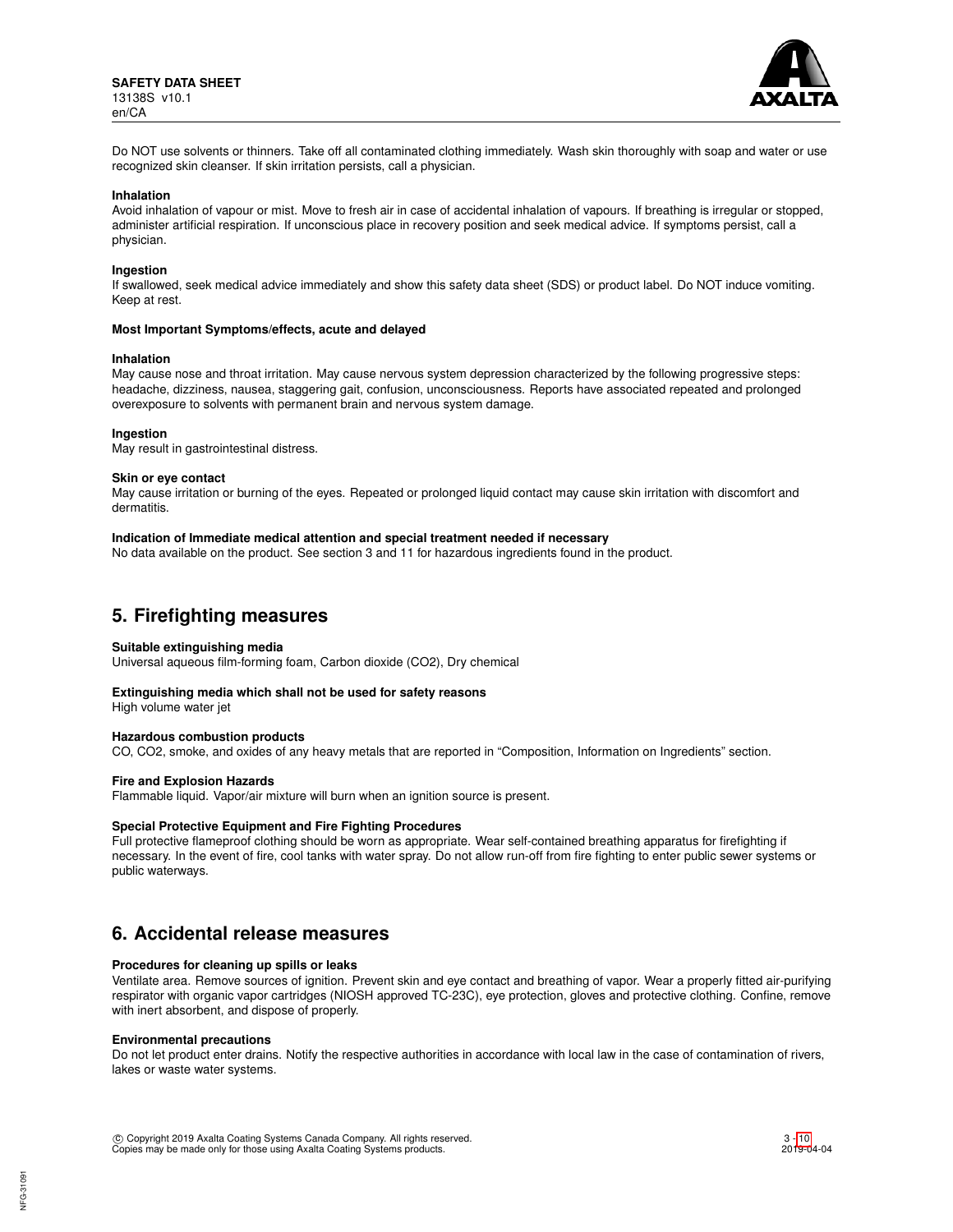Do NOT use solvents or thinners. Take off all contaminated clothing immediately. Wash skin thoroughly with soap and water or use recognized skin cleanser. If skin irritation persists, call a physician.

**Inhalation**

Avoid inhalation of vapour or mist. Move to fresh air in case of accidental inhalation of vapours. If breathing is irregular or stopped, administer artificial respiration. If unconscious place in recovery position and seek medical advice. If symptoms persist, call a physician.

**Ingestion**

If swallowed, seek medical advice immediately and show this safety data sheet (SDS) or product label. Do NOT induce vomiting. Keep at rest.

**Most Important Symptoms/effects, acute and delayed**

**Inhalation**

May cause nose and throat irritation. May cause nervous system depression characterized by the following progressive steps: headache, dizziness, nausea, staggering gait, confusion, unconsciousness. Reports have associated repeated and prolonged overexposure to solvents with permanent brain and nervous system damage.

**Ingestion**

May result in gastrointestinal distress.

**Skin or eye contact**

May cause irritation or burning of the eyes. Repeated or prolonged liquid contact may cause skin irritation with discomfort and dermatitis.

**Indication of Immediate medical attention and special treatment needed if necessary**

No data available on the product. See section 3 and 11 for hazardous ingredients found in the product.

## 5. Firefighting measures

**Suitable extinguishing media**

Universal aqueous film-forming foam, Carbon dioxide ($CO_2$), Dry chemical

**Extinguishing media which shall not be used for safety reasons**

High volume water jet

**Hazardous combustion products**

CO, $CO_2$, smoke, and oxides of any heavy metals that are reported in “Composition, Information on Ingredients” section.

**Fire and Explosion Hazards**

Flammable liquid. Vapor/air mixture will burn when an ignition source is present.

**Special Protective Equipment and Fire Fighting Procedures**

Full protective flameproof clothing should be worn as appropriate. Wear self-contained breathing apparatus for firefighting if necessary. In the event of fire, cool tanks with water spray. Do not allow run-off from fire fighting to enter public sewer systems or public waterways.

## 6. Accidental release measures

**Procedures for cleaning up spills or leaks**

Ventilate area. Remove sources of ignition. Prevent skin and eye contact and breathing of vapor. Wear a properly fitted air-purifying respirator with organic vapor cartridges (NIOSH approved TC-23C), eye protection, gloves and protective clothing. Confine, remove with inert absorbent, and dispose of properly.

**Environmental precautions**

Do not let product enter drains. Notify the respective authorities in accordance with local law in the case of contamination of rivers, lakes or waste water systems.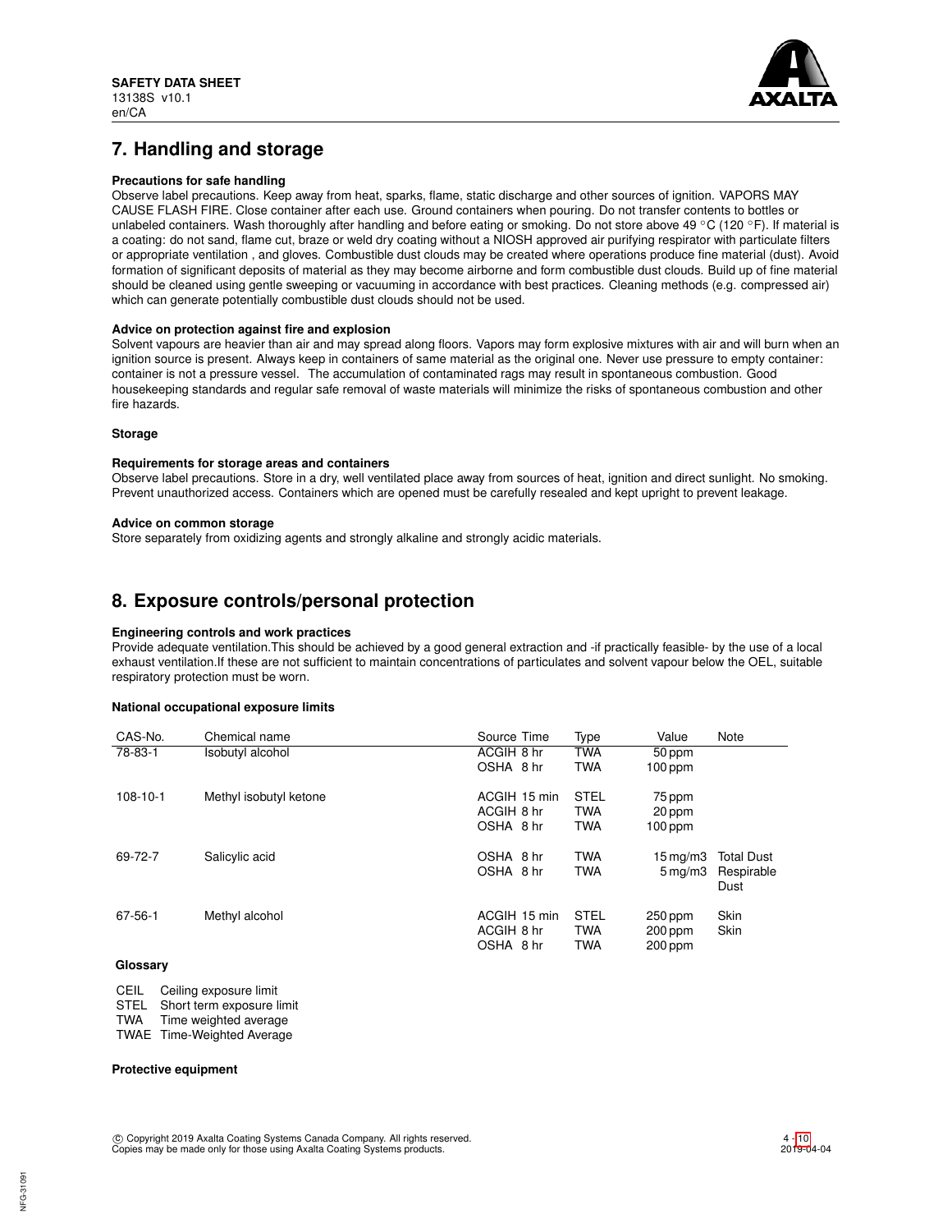## 7. Handling and storage

**Precautions for safe handling**

Observe label precautions. Keep away from heat, sparks, flame, static discharge and other sources of ignition. VAPORS MAY CAUSE FLASH FIRE. Close container after each use. Ground containers when pouring. Do not transfer contents to bottles or unlabeled containers. Wash thoroughly after handling and before eating or smoking. Do not store above 49 °C (120 °F). If material is a coating: do not sand, flame cut, braze or weld dry coating without a NIOSH approved air purifying respirator with particulate filters or appropriate ventilation , and gloves. Combustible dust clouds may be created where operations produce fine material (dust). Avoid formation of significant deposits of material as they may become airborne and form combustible dust clouds. Build up of fine material should be cleaned using gentle sweeping or vacuuming in accordance with best practices. Cleaning methods (e.g. compressed air) which can generate potentially combustible dust clouds should not be used.

**Advice on protection against fire and explosion**

Solvent vapours are heavier than air and may spread along floors. Vapors may form explosive mixtures with air and will burn when an ignition source is present. Always keep in containers of same material as the original one. Never use pressure to empty container: container is not a pressure vessel. The accumulation of contaminated rags may result in spontaneous combustion. Good housekeeping standards and regular safe removal of waste materials will minimize the risks of spontaneous combustion and other fire hazards.

**Storage**

**Requirements for storage areas and containers**

Observe label precautions. Store in a dry, well ventilated place away from sources of heat, ignition and direct sunlight. No smoking. Prevent unauthorized access. Containers which are opened must be carefully resealed and kept upright to prevent leakage.

**Advice on common storage**

Store separately from oxidizing agents and strongly alkaline and strongly acidic materials.

## 8. Exposure controls/personal protection

**Engineering controls and work practices**

Provide adequate ventilation.This should be achieved by a good general extraction and -if practically feasible- by the use of a local exhaust ventilation.If these are not sufficient to maintain concentrations of particulates and solvent vapour below the OEL, suitable respiratory protection must be worn.

**National occupational exposure limits**

| CAS-No. | Chemical name | Source | Time | Type | Value | Note |
|---|---|---|---|---|---|---|
| 78-83-1 | Isobutyl alcohol | ACGIH | 8 hr | TWA | 50 ppm | |
| | | OSHA | 8 hr | TWA | 100 ppm | |
| 108-10-1 | Methyl isobutyl ketone | ACGIH | 15 min | STEL | 75 ppm | |
| | | ACGIH | 8 hr | TWA | 20 ppm | |
| | | OSHA | 8 hr | TWA | 100 ppm | |
| 69-72-7 | Salicylic acid | OSHA | 8 hr | TWA | 15 mg/m3 | Total Dust |
| | | OSHA | 8 hr | TWA | 5 mg/m3 | Respirable Dust |
| 67-56-1 | Methyl alcohol | ACGIH | 15 min | STEL | 250 ppm | Skin |
| | | ACGIH | 8 hr | TWA | 200 ppm | Skin |
| | | OSHA | 8 hr | TWA | 200 ppm | |

**Glossary**

CEIL Ceiling exposure limit
STEL Short term exposure limit
TWA Time weighted average
TWAE Time-Weighted Average

**Protective equipment**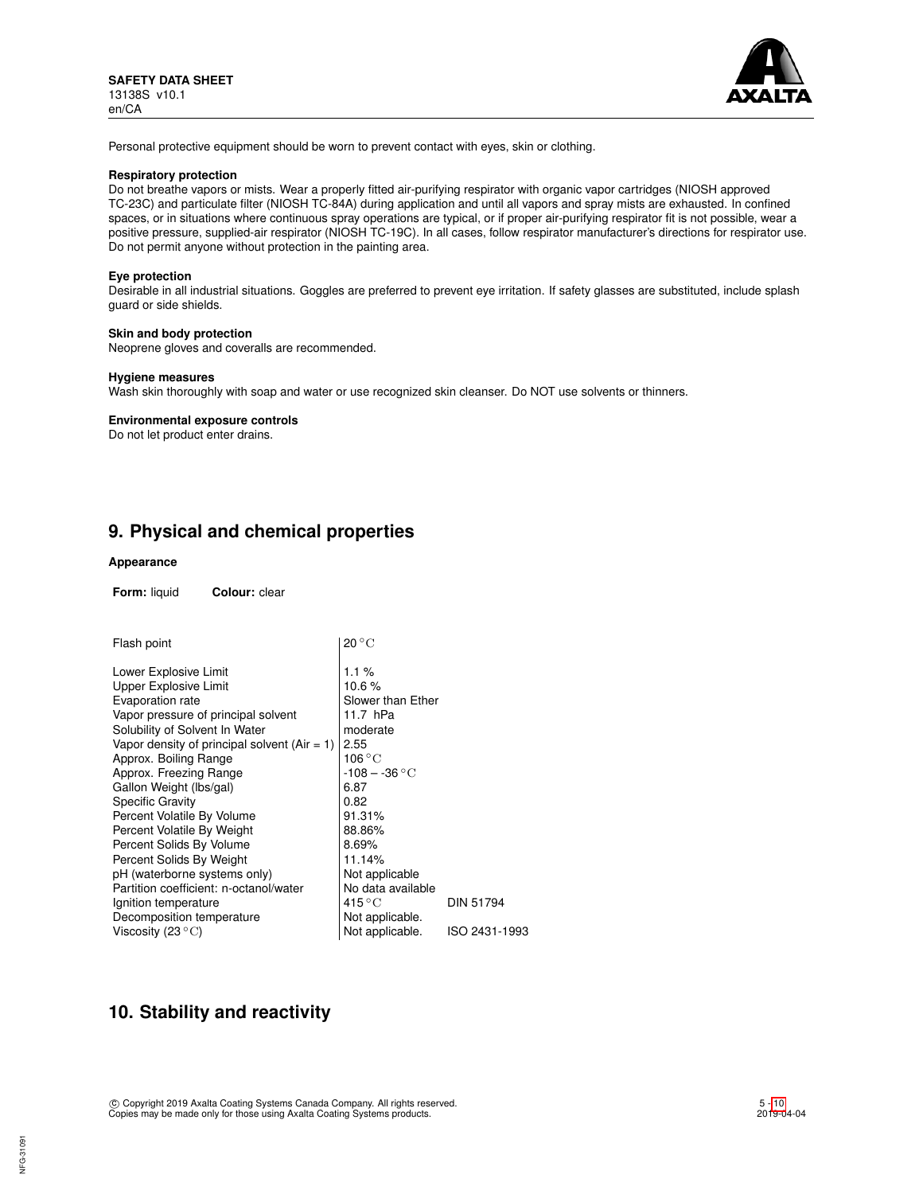Personal protective equipment should be worn to prevent contact with eyes, skin or clothing.

### Respiratory protection

Do not breathe vapors or mists. Wear a properly fitted air-purifying respirator with organic vapor cartridges (NIOSH approved TC-23C) and particulate filter (NIOSH TC-84A) during application and until all vapors and spray mists are exhausted. In confined spaces, or in situations where continuous spray operations are typical, or if proper air-purifying respirator fit is not possible, wear a positive pressure, supplied-air respirator (NIOSH TC-19C). In all cases, follow respirator manufacturer's directions for respirator use. Do not permit anyone without protection in the painting area.

### Eye protection

Desirable in all industrial situations. Goggles are preferred to prevent eye irritation. If safety glasses are substituted, include splash guard or side shields.

### Skin and body protection

Neoprene gloves and coveralls are recommended.

### Hygiene measures

Wash skin thoroughly with soap and water or use recognized skin cleanser. Do NOT use solvents or thinners.

### Environmental exposure controls

Do not let product enter drains.

## 9. Physical and chemical properties

### Appearance

**Form:** liquid **Colour:** clear

| Property | Value | Method |
|---|---|---|
| Flash point | 20 °C | |
| Lower Explosive Limit | 1.1 % | |
| Upper Explosive Limit | 10.6 % | |
| Evaporation rate | Slower than Ether | |
| Vapor pressure of principal solvent | 11.7 hPa | |
| Solubility of Solvent In Water | moderate | |
| Vapor density of principal solvent (Air = 1) | 2.55 | |
| Approx. Boiling Range | 106 °C | |
| Approx. Freezing Range | -108 – -36 °C | |
| Gallon Weight (lbs/gal) | 6.87 | |
| Specific Gravity | 0.82 | |
| Percent Volatile By Volume | 91.31% | |
| Percent Volatile By Weight | 88.86% | |
| Percent Solids By Volume | 8.69% | |
| Percent Solids By Weight | 11.14% | |
| pH (waterborne systems only) | Not applicable | |
| Partition coefficient: n-octanol/water | No data available | |
| Ignition temperature | 415 °C | DIN 51794 |
| Decomposition temperature | Not applicable. | |
| Viscosity (23 °C) | Not applicable. | ISO 2431-1993 |

## 10. Stability and reactivity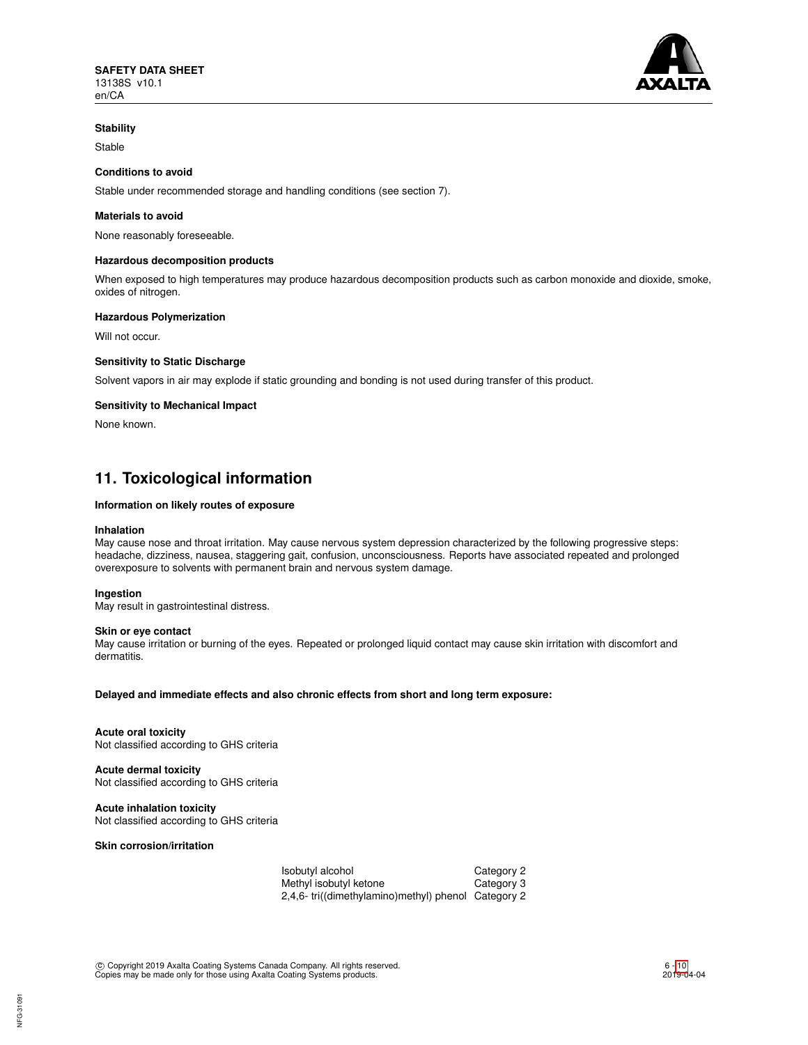#### Stability

Stable

#### Conditions to avoid

Stable under recommended storage and handling conditions (see section 7).

#### Materials to avoid

None reasonably foreseeable.

#### Hazardous decomposition products

When exposed to high temperatures may produce hazardous decomposition products such as carbon monoxide and dioxide, smoke, oxides of nitrogen.

#### Hazardous Polymerization

Will not occur.

#### Sensitivity to Static Discharge

Solvent vapors in air may explode if static grounding and bonding is not used during transfer of this product.

#### Sensitivity to Mechanical Impact

None known.

## 11. Toxicological information

#### Information on likely routes of exposure

**Inhalation**
May cause nose and throat irritation. May cause nervous system depression characterized by the following progressive steps: headache, dizziness, nausea, staggering gait, confusion, unconsciousness. Reports have associated repeated and prolonged overexposure to solvents with permanent brain and nervous system damage.

**Ingestion**
May result in gastrointestinal distress.

**Skin or eye contact**
May cause irritation or burning of the eyes. Repeated or prolonged liquid contact may cause skin irritation with discomfort and dermatitis.

**Delayed and immediate effects and also chronic effects from short and long term exposure:**

**Acute oral toxicity**
Not classified according to GHS criteria

**Acute dermal toxicity**
Not classified according to GHS criteria

**Acute inhalation toxicity**
Not classified according to GHS criteria

**Skin corrosion/irritation**

| | |
|---|---|
| Isobutyl alcohol | Category 2 |
| Methyl isobutyl ketone | Category 3 |
| 2,4,6- tri((dimethylamino)methyl) phenol | Category 2 |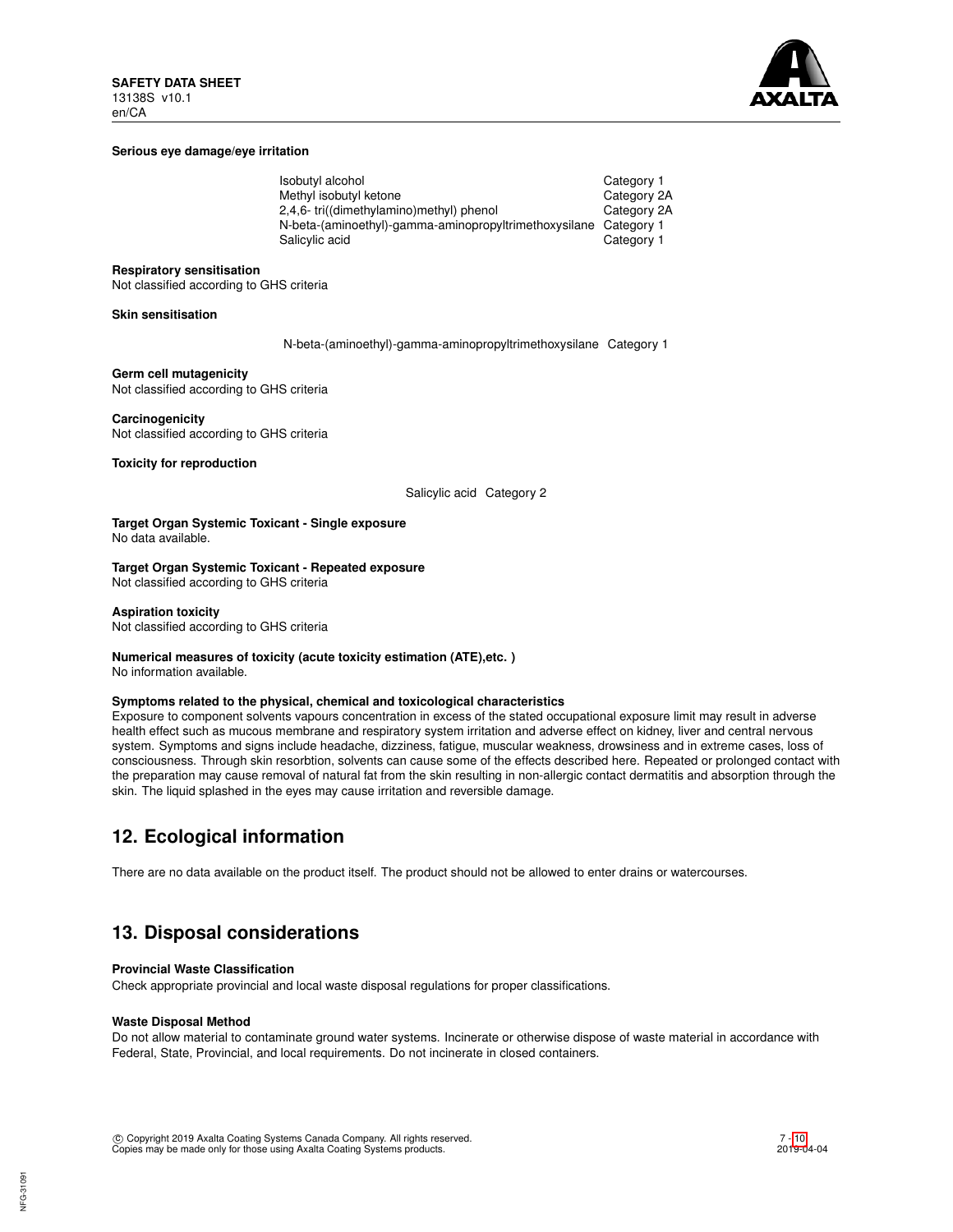**Serious eye damage/eye irritation**

| | |
|---|---|
| Isobutyl alcohol | Category 1 |
| Methyl isobutyl ketone | Category 2A |
| 2,4,6- tri((dimethylamino)methyl) phenol | Category 2A |
| N-beta-(aminoethyl)-gamma-aminopropyltrimethoxysilane | Category 1 |
| Salicylic acid | Category 1 |

**Respiratory sensitisation**
Not classified according to GHS criteria

**Skin sensitisation**

| | |
|---|---|
| N-beta-(aminoethyl)-gamma-aminopropyltrimethoxysilane | Category 1 |

**Germ cell mutagenicity**
Not classified according to GHS criteria

**Carcinogenicity**
Not classified according to GHS criteria

**Toxicity for reproduction**

| | |
|---|---|
| Salicylic acid | Category 2 |

**Target Organ Systemic Toxicant - Single exposure**
No data available.

**Target Organ Systemic Toxicant - Repeated exposure**
Not classified according to GHS criteria

**Aspiration toxicity**
Not classified according to GHS criteria

**Numerical measures of toxicity (acute toxicity estimation (ATE),etc. )**
No information available.

**Symptoms related to the physical, chemical and toxicological characteristics**
Exposure to component solvents vapours concentration in excess of the stated occupational exposure limit may result in adverse health effect such as mucous membrane and respiratory system irritation and adverse effect on kidney, liver and central nervous system. Symptoms and signs include headache, dizziness, fatigue, muscular weakness, drowsiness and in extreme cases, loss of consciousness. Through skin resorbtion, solvents can cause some of the effects described here. Repeated or prolonged contact with the preparation may cause removal of natural fat from the skin resulting in non-allergic contact dermatitis and absorption through the skin. The liquid splashed in the eyes may cause irritation and reversible damage.

## 12. Ecological information

There are no data available on the product itself. The product should not be allowed to enter drains or watercourses.

## 13. Disposal considerations

**Provincial Waste Classification**
Check appropriate provincial and local waste disposal regulations for proper classifications.

**Waste Disposal Method**
Do not allow material to contaminate ground water systems. Incinerate or otherwise dispose of waste material in accordance with Federal, State, Provincial, and local requirements. Do not incinerate in closed containers.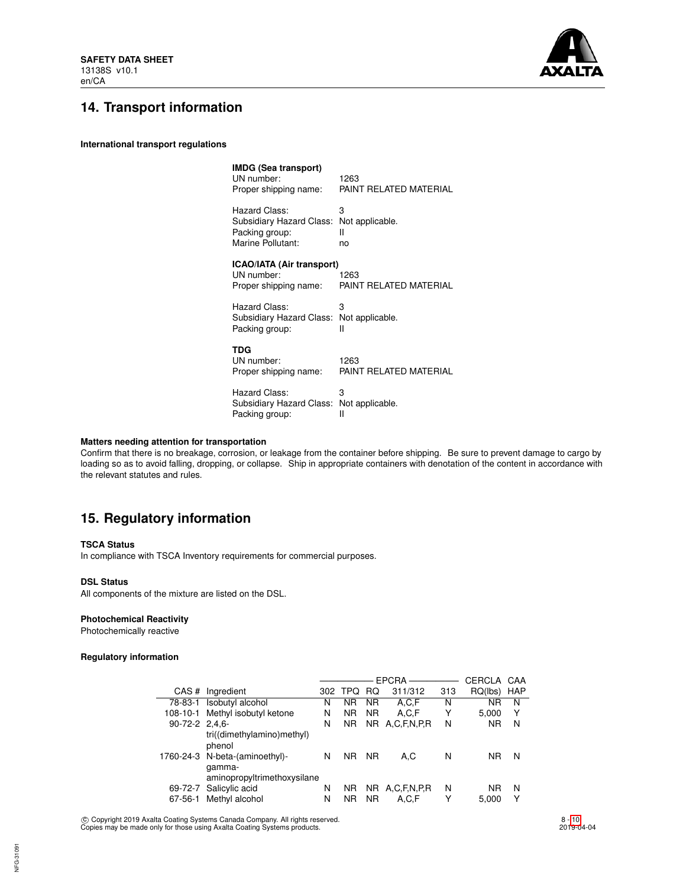## 14. Transport information

**International transport regulations**

**IMDG (Sea transport)**
UN number: 1263
Proper shipping name: PAINT RELATED MATERIAL

Hazard Class: 3
Subsidiary Hazard Class: Not applicable.
Packing group: II
Marine Pollutant: no

**ICAO/IATA (Air transport)**
UN number: 1263
Proper shipping name: PAINT RELATED MATERIAL

Hazard Class: 3
Subsidiary Hazard Class: Not applicable.
Packing group: II

**TDG**
UN number: 1263
Proper shipping name: PAINT RELATED MATERIAL

Hazard Class: 3
Subsidiary Hazard Class: Not applicable.
Packing group: II

**Matters needing attention for transportation**
Confirm that there is no breakage, corrosion, or leakage from the container before shipping. Be sure to prevent damage to cargo by loading so as to avoid falling, dropping, or collapse. Ship in appropriate containers with denotation of the content in accordance with the relevant statutes and rules.

## 15. Regulatory information

**TSCA Status**
In compliance with TSCA Inventory requirements for commercial purposes.

**DSL Status**
All components of the mixture are listed on the DSL.

**Photochemical Reactivity**
Photochemically reactive

**Regulatory information**

| | | EPCRA | | | | | CERCLA | CAA |
|---|---|---|---|---|---|---|---|---|
| CAS # | Ingredient | 302 | TPQ | RQ | 311/312 | 313 | RQ(lbs) | HAP |
| 78-83-1 | Isobutyl alcohol | N | NR | NR | A,C,F | N | NR | N |
| 108-10-1 | Methyl isobutyl ketone | N | NR | NR | A,C,F | Y | 5,000 | Y |
| 90-72-2 | 2,4,6-tri((dimethylamino)methyl) phenol | N | NR | NR | A,C,F,N,P,R | N | NR | N |
| 1760-24-3 | N-beta-(aminoethyl)-gamma-aminopropyltrimethoxysilane | N | NR | NR | A,C | N | NR | N |
| 69-72-7 | Salicylic acid | N | NR | NR | A,C,F,N,P,R | N | NR | N |
| 67-56-1 | Methyl alcohol | N | NR | NR | A,C,F | Y | 5,000 | Y |

© Copyright 2019 Axalta Coating Systems Canada Company. All rights reserved.
Copies may be made only for those using Axalta Coating Systems products.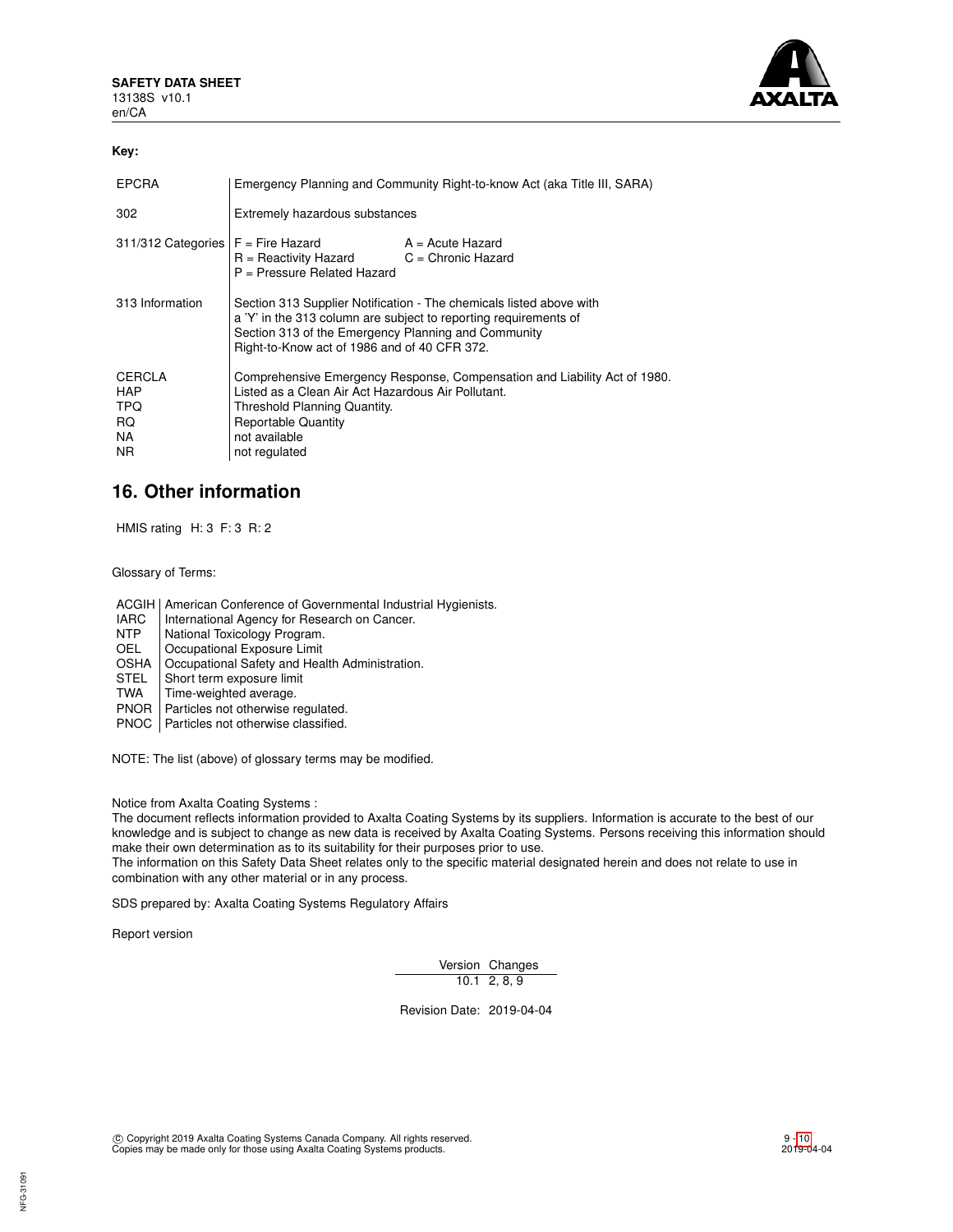**Key:**

| | |
|---|---|
| EPCRA | Emergency Planning and Community Right-to-know Act (aka Title III, SARA) |
| 302 | Extremely hazardous substances |
| 311/312 Categories | F = Fire Hazard A = Acute Hazard<br>R = Reactivity Hazard C = Chronic Hazard<br>P = Pressure Related Hazard |
| 313 Information | Section 313 Supplier Notification - The chemicals listed above with a 'Y' in the 313 column are subject to reporting requirements of Section 313 of the Emergency Planning and Community Right-to-Know act of 1986 and of 40 CFR 372. |
| CERCLA | Comprehensive Emergency Response, Compensation and Liability Act of 1980. |
| HAP | Listed as a Clean Air Act Hazardous Air Pollutant. |
| TPQ | Threshold Planning Quantity. |
| RQ | Reportable Quantity |
| NA | not available |
| NR | not regulated |

## 16. Other information

HMIS rating H: 3 F: 3 R: 2

Glossary of Terms:

| | |
|---|---|
| ACGIH | American Conference of Governmental Industrial Hygienists. |
| IARC | International Agency for Research on Cancer. |
| NTP | National Toxicology Program. |
| OEL | Occupational Exposure Limit |
| OSHA | Occupational Safety and Health Administration. |
| STEL | Short term exposure limit |
| TWA | Time-weighted average. |
| PNOR | Particles not otherwise regulated. |
| PNOC | Particles not otherwise classified. |

NOTE: The list (above) of glossary terms may be modified.

Notice from Axalta Coating Systems :
The document reflects information provided to Axalta Coating Systems by its suppliers. Information is accurate to the best of our knowledge and is subject to change as new data is received by Axalta Coating Systems. Persons receiving this information should make their own determination as to its suitability for their purposes prior to use.
The information on this Safety Data Sheet relates only to the specific material designated herein and does not relate to use in combination with any other material or in any process.

SDS prepared by: Axalta Coating Systems Regulatory Affairs

Report version

| Version | Changes |
|---|---|
| 10.1 | 2, 8, 9 |

Revision Date: 2019-04-04

© Copyright 2019 Axalta Coating Systems Canada Company. All rights reserved.
Copies may be made only for those using Axalta Coating Systems products.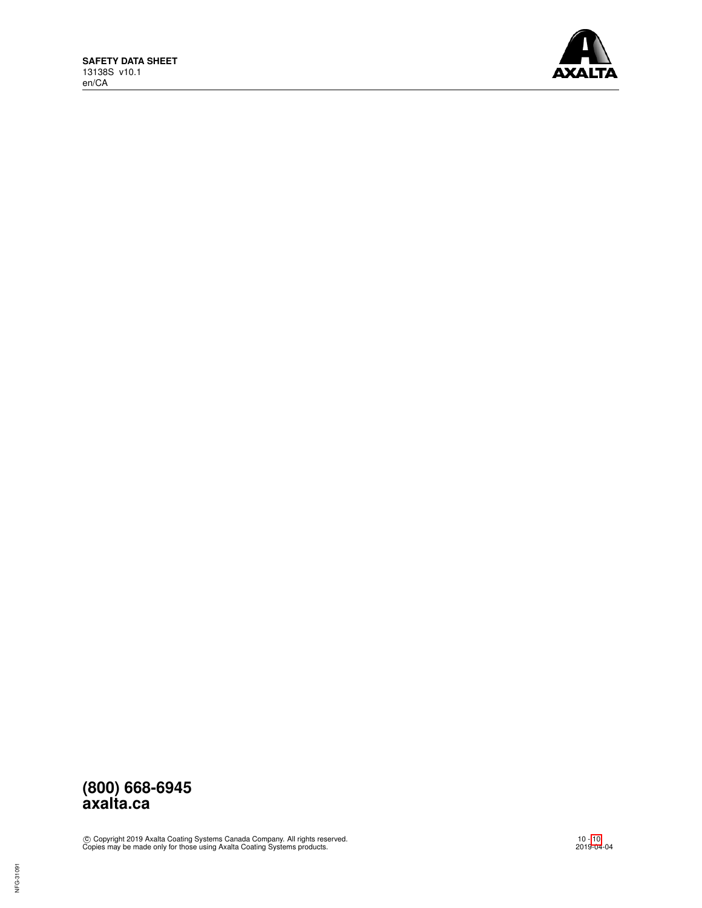**(800) 668-6945**
**axalta.ca**

© Copyright 2019 Axalta Coating Systems Canada Company. All rights reserved.
Copies may be made only for those using Axalta Coating Systems products.